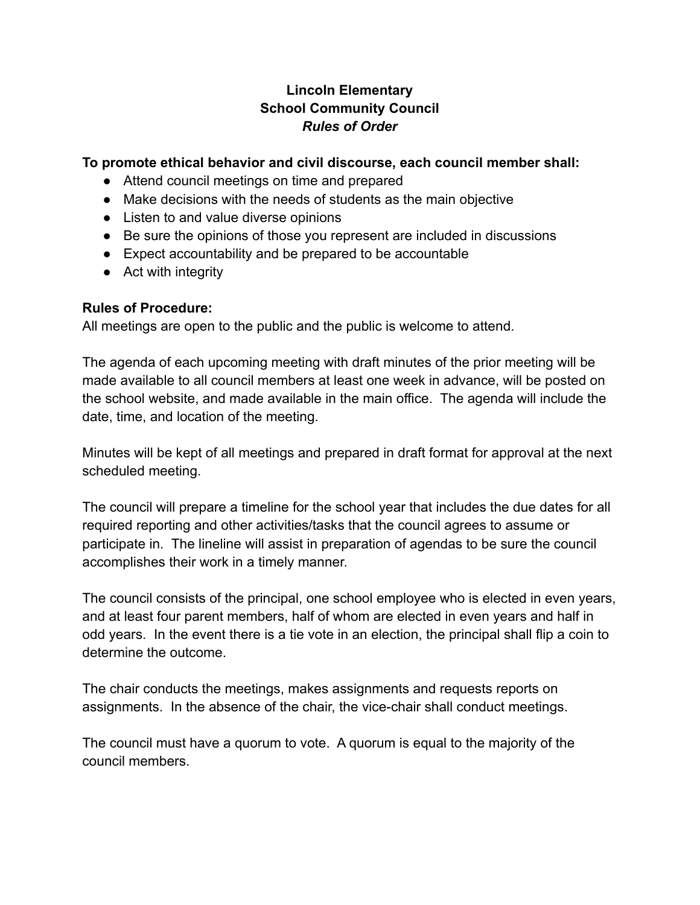**Lincoln Elementary**
**School Community Council**
***Rules of Order***

**To promote ethical behavior and civil discourse, each council member shall:**

- Attend council meetings on time and prepared
- Make decisions with the needs of students as the main objective
- Listen to and value diverse opinions
- Be sure the opinions of those you represent are included in discussions
- Expect accountability and be prepared to be accountable
- Act with integrity

**Rules of Procedure:**

All meetings are open to the public and the public is welcome to attend.

The agenda of each upcoming meeting with draft minutes of the prior meeting will be made available to all council members at least one week in advance, will be posted on the school website, and made available in the main office. The agenda will include the date, time, and location of the meeting.

Minutes will be kept of all meetings and prepared in draft format for approval at the next scheduled meeting.

The council will prepare a timeline for the school year that includes the due dates for all required reporting and other activities/tasks that the council agrees to assume or participate in. The lineline will assist in preparation of agendas to be sure the council accomplishes their work in a timely manner.

The council consists of the principal, one school employee who is elected in even years, and at least four parent members, half of whom are elected in even years and half in odd years. In the event there is a tie vote in an election, the principal shall flip a coin to determine the outcome.

The chair conducts the meetings, makes assignments and requests reports on assignments. In the absence of the chair, the vice-chair shall conduct meetings.

The council must have a quorum to vote. A quorum is equal to the majority of the council members.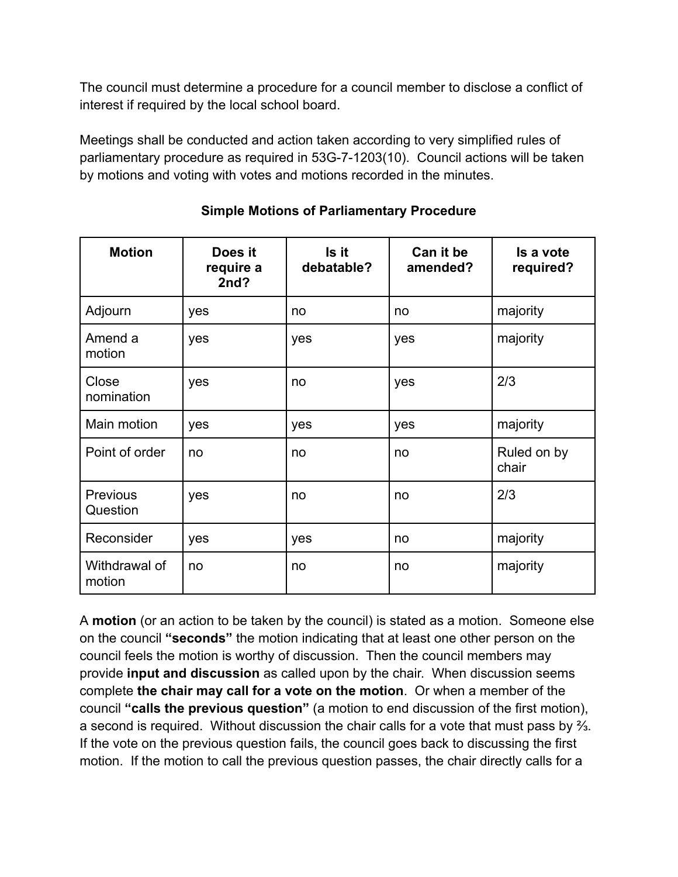The council must determine a procedure for a council member to disclose a conflict of interest if required by the local school board.

Meetings shall be conducted and action taken according to very simplified rules of parliamentary procedure as required in 53G-7-1203(10). Council actions will be taken by motions and voting with votes and motions recorded in the minutes.

**Simple Motions of Parliamentary Procedure**

| Motion | Does it require a 2nd? | Is it debatable? | Can it be amended? | Is a vote required? |
|---|---|---|---|---|
| Adjourn | yes | no | no | majority |
| Amend a motion | yes | yes | yes | majority |
| Close nomination | yes | no | yes | 2/3 |
| Main motion | yes | yes | yes | majority |
| Point of order | no | no | no | Ruled on by chair |
| Previous Question | yes | no | no | 2/3 |
| Reconsider | yes | yes | no | majority |
| Withdrawal of motion | no | no | no | majority |

A **motion** (or an action to be taken by the council) is stated as a motion. Someone else on the council **"seconds"** the motion indicating that at least one other person on the council feels the motion is worthy of discussion. Then the council members may provide **input and discussion** as called upon by the chair. When discussion seems complete **the chair may call for a vote on the motion**. Or when a member of the council **"calls the previous question"** (a motion to end discussion of the first motion), a second is required. Without discussion the chair calls for a vote that must pass by ⅔. If the vote on the previous question fails, the council goes back to discussing the first motion. If the motion to call the previous question passes, the chair directly calls for a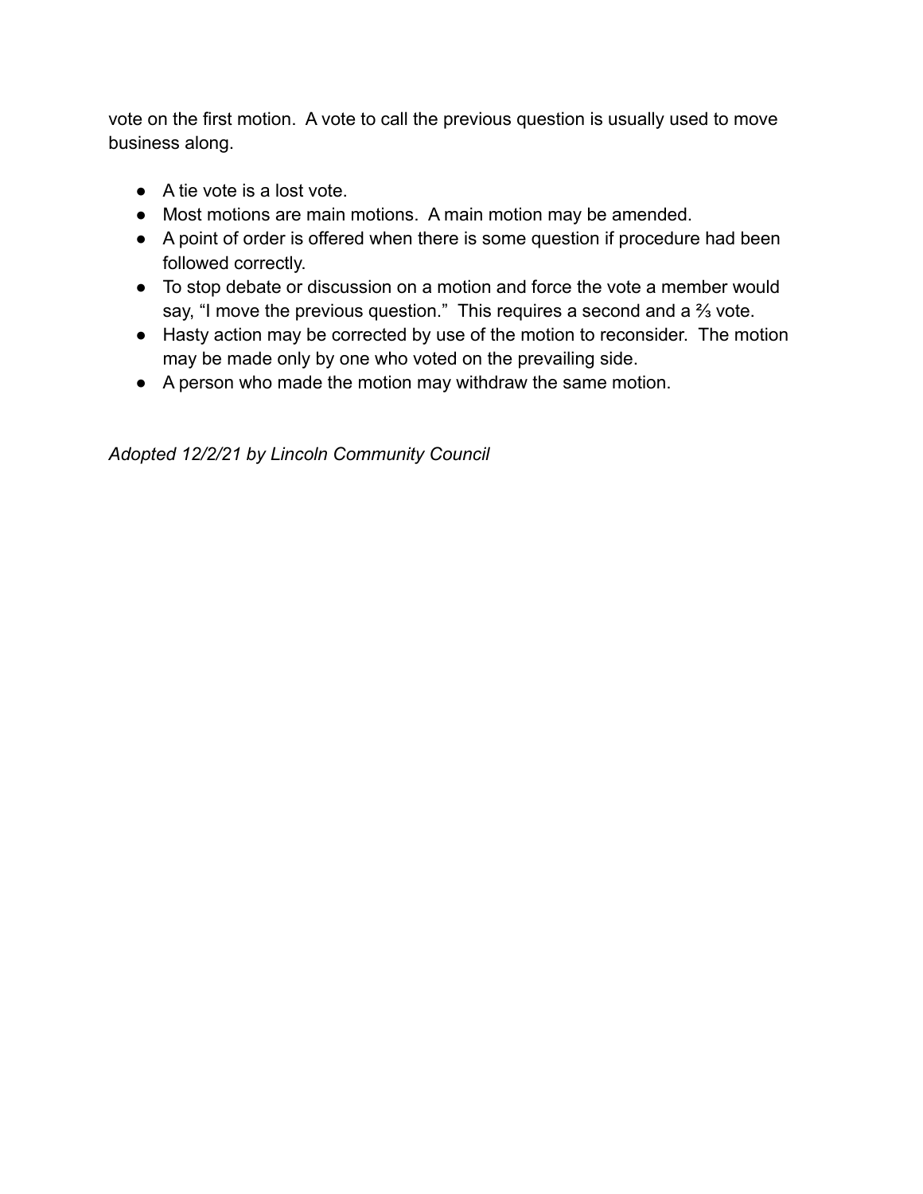vote on the first motion.  A vote to call the previous question is usually used to move business along.

- A tie vote is a lost vote.
- Most motions are main motions.  A main motion may be amended.
- A point of order is offered when there is some question if procedure had been followed correctly.
- To stop debate or discussion on a motion and force the vote a member would say, "I move the previous question."  This requires a second and a ⅔ vote.
- Hasty action may be corrected by use of the motion to reconsider.  The motion may be made only by one who voted on the prevailing side.
- A person who made the motion may withdraw the same motion.

*Adopted 12/2/21 by Lincoln Community Council*